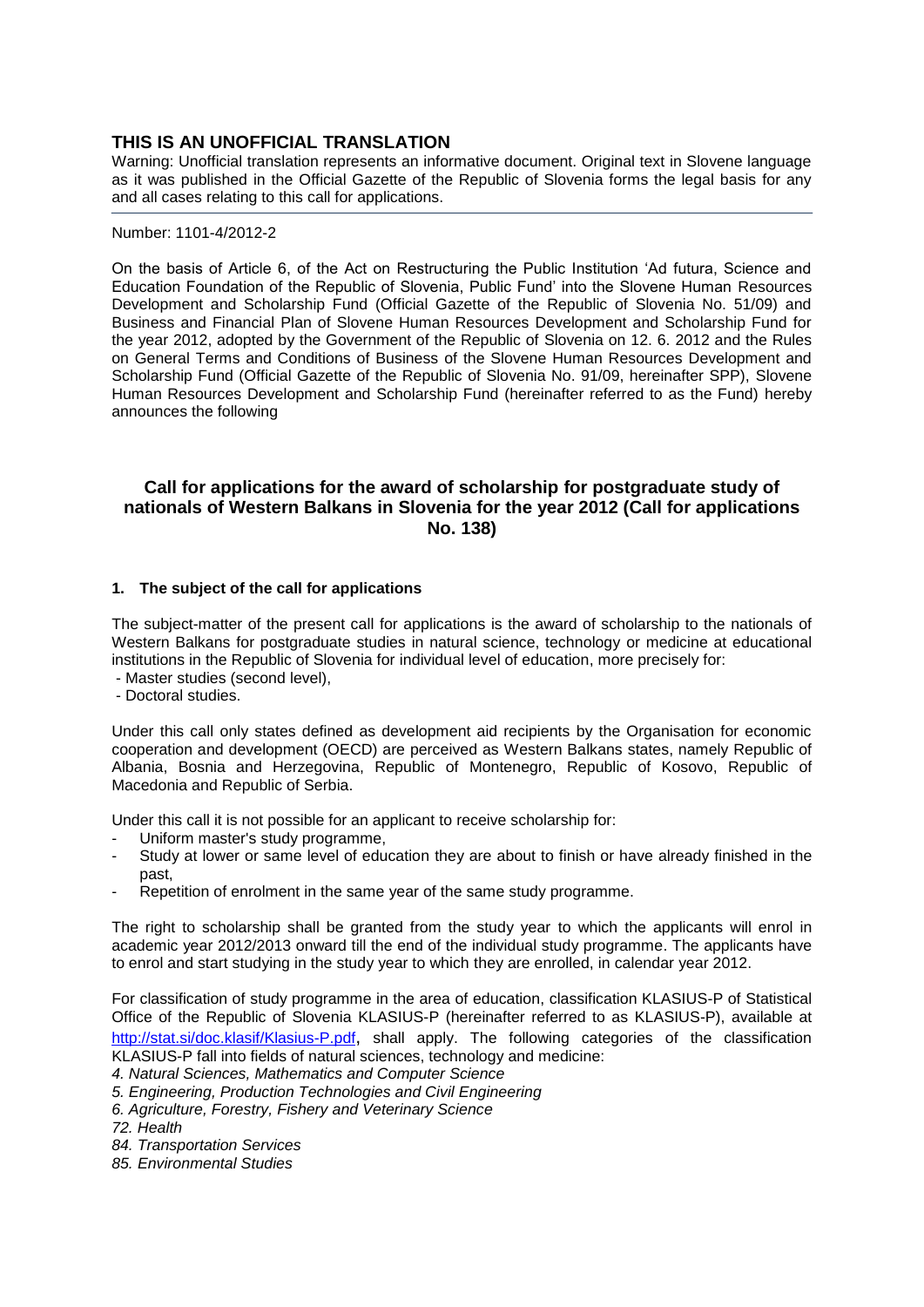## THIS IS AN UNOFFICIAL TRANSLATION

Warning: Unofficial translation represents an informative document. Original text in Slovene language as it was published in the Official Gazette of the Republic of Slovenia forms the legal basis for any and all cases relating to this call for applications.

Number: 1101-4/2012-2

On the basis of Article 6, of the Act on Restructuring the Public Institution 'Ad futura, Science and Education Foundation of the Republic of Slovenia, Public Fund' into the Slovene Human Resources Development and Scholarship Fund (Official Gazette of the Republic of Slovenia No. 51/09) and Business and Financial Plan of Slovene Human Resources Development and Scholarship Fund for the year 2012, adopted by the Government of the Republic of Slovenia on 12. 6. 2012 and the Rules on General Terms and Conditions of Business of the Slovene Human Resources Development and Scholarship Fund (Official Gazette of the Republic of Slovenia No. 91/09, hereinafter SPP), Slovene Human Resources Development and Scholarship Fund (hereinafter referred to as the Fund) hereby announces the following

# Call for applications for the award of scholarship for postgraduate study of nationals of Western Balkans in Slovenia for the year 2012 (Call for applications No. 138)

### 1. The subject of the call for applications

The subject-matter of the present call for applications is the award of scholarship to the nationals of Western Balkans for postgraduate studies in natural science, technology or medicine at educational institutions in the Republic of Slovenia for individual level of education, more precisely for:

- Master studies (second level),
- Doctoral studies.

Under this call only states defined as development aid recipients by the Organisation for economic cooperation and development (OECD) are perceived as Western Balkans states, namely Republic of Albania, Bosnia and Herzegovina, Republic of Montenegro, Republic of Kosovo, Republic of Macedonia and Republic of Serbia.

Under this call it is not possible for an applicant to receive scholarship for:

- Uniform master's study programme,
- Study at lower or same level of education they are about to finish or have already finished in the past,
- Repetition of enrolment in the same year of the same study programme.

The right to scholarship shall be granted from the study year to which the applicants will enrol in academic year 2012/2013 onward till the end of the individual study programme. The applicants have to enrol and start studying in the study year to which they are enrolled, in calendar year 2012.

For classification of study programme in the area of education, classification KLASIUS-P of Statistical Office of the Republic of Slovenia KLASIUS-P (hereinafter referred to as KLASIUS-P), available at http://stat.si/doc.klasif/Klasius-P.pdf, shall apply. The following categories of the classification KLASIUS-P fall into fields of natural sciences, technology and medicine:

*4. Natural Sciences, Mathematics and Computer Science*
*5. Engineering, Production Technologies and Civil Engineering*
*6. Agriculture, Forestry, Fishery and Veterinary Science*
*72. Health*
*84. Transportation Services*
*85. Environmental Studies*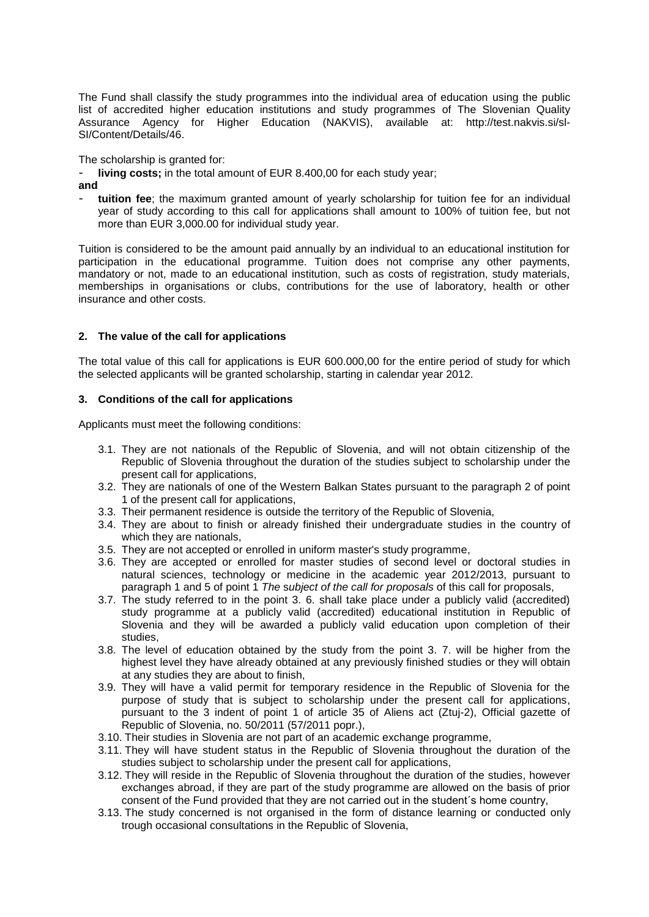The Fund shall classify the study programmes into the individual area of education using the public list of accredited higher education institutions and study programmes of The Slovenian Quality Assurance Agency for Higher Education (NAKVIS), available at: http://test.nakvis.si/sl-SI/Content/Details/46.

The scholarship is granted for:

- **living costs;** in the total amount of EUR 8.400,00 for each study year;

**and**

- **tuition fee**; the maximum granted amount of yearly scholarship for tuition fee for an individual year of study according to this call for applications shall amount to 100% of tuition fee, but not more than EUR 3,000.00 for individual study year.

Tuition is considered to be the amount paid annually by an individual to an educational institution for participation in the educational programme. Tuition does not comprise any other payments, mandatory or not, made to an educational institution, such as costs of registration, study materials, memberships in organisations or clubs, contributions for the use of laboratory, health or other insurance and other costs.

## 2. The value of the call for applications

The total value of this call for applications is EUR 600.000,00 for the entire period of study for which the selected applicants will be granted scholarship, starting in calendar year 2012.

## 3. Conditions of the call for applications

Applicants must meet the following conditions:

3.1. They are not nationals of the Republic of Slovenia, and will not obtain citizenship of the Republic of Slovenia throughout the duration of the studies subject to scholarship under the present call for applications,

3.2. They are nationals of one of the Western Balkan States pursuant to the paragraph 2 of point 1 of the present call for applications,

3.3. Their permanent residence is outside the territory of the Republic of Slovenia,

3.4. They are about to finish or already finished their undergraduate studies in the country of which they are nationals,

3.5. They are not accepted or enrolled in uniform master's study programme,

3.6. They are accepted or enrolled for master studies of second level or doctoral studies in natural sciences, technology or medicine in the academic year 2012/2013, pursuant to paragraph 1 and 5 of point 1 *The subject of the call for proposals* of this call for proposals,

3.7. The study referred to in the point 3. 6. shall take place under a publicly valid (accredited) study programme at a publicly valid (accredited) educational institution in Republic of Slovenia and they will be awarded a publicly valid education upon completion of their studies,

3.8. The level of education obtained by the study from the point 3. 7. will be higher from the highest level they have already obtained at any previously finished studies or they will obtain at any studies they are about to finish,

3.9. They will have a valid permit for temporary residence in the Republic of Slovenia for the purpose of study that is subject to scholarship under the present call for applications, pursuant to the 3 indent of point 1 of article 35 of Aliens act (Ztuj-2), Official gazette of Republic of Slovenia, no. 50/2011 (57/2011 popr.),

3.10. Their studies in Slovenia are not part of an academic exchange programme,

3.11. They will have student status in the Republic of Slovenia throughout the duration of the studies subject to scholarship under the present call for applications,

3.12. They will reside in the Republic of Slovenia throughout the duration of the studies, however exchanges abroad, if they are part of the study programme are allowed on the basis of prior consent of the Fund provided that they are not carried out in the student´s home country,

3.13. The study concerned is not organised in the form of distance learning or conducted only trough occasional consultations in the Republic of Slovenia,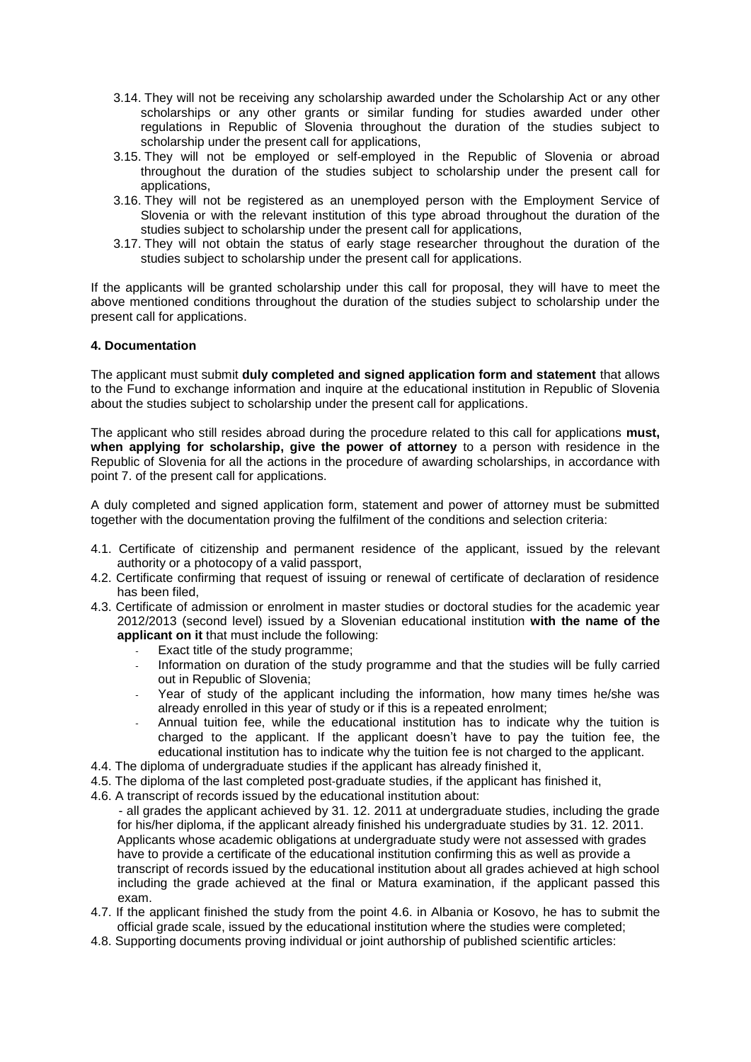3.14. They will not be receiving any scholarship awarded under the Scholarship Act or any other scholarships or any other grants or similar funding for studies awarded under other regulations in Republic of Slovenia throughout the duration of the studies subject to scholarship under the present call for applications,

3.15. They will not be employed or self-employed in the Republic of Slovenia or abroad throughout the duration of the studies subject to scholarship under the present call for applications,

3.16. They will not be registered as an unemployed person with the Employment Service of Slovenia or with the relevant institution of this type abroad throughout the duration of the studies subject to scholarship under the present call for applications,

3.17. They will not obtain the status of early stage researcher throughout the duration of the studies subject to scholarship under the present call for applications.

If the applicants will be granted scholarship under this call for proposal, they will have to meet the above mentioned conditions throughout the duration of the studies subject to scholarship under the present call for applications.

**4. Documentation**

The applicant must submit **duly completed and signed application form and statement** that allows to the Fund to exchange information and inquire at the educational institution in Republic of Slovenia about the studies subject to scholarship under the present call for applications.

The applicant who still resides abroad during the procedure related to this call for applications **must, when applying for scholarship, give the power of attorney** to a person with residence in the Republic of Slovenia for all the actions in the procedure of awarding scholarships, in accordance with point 7. of the present call for applications.

A duly completed and signed application form, statement and power of attorney must be submitted together with the documentation proving the fulfilment of the conditions and selection criteria:

4.1. Certificate of citizenship and permanent residence of the applicant, issued by the relevant authority or a photocopy of a valid passport,

4.2. Certificate confirming that request of issuing or renewal of certificate of declaration of residence has been filed,

4.3. Certificate of admission or enrolment in master studies or doctoral studies for the academic year 2012/2013 (second level) issued by a Slovenian educational institution **with the name of the applicant on it** that must include the following:

- Exact title of the study programme;
- Information on duration of the study programme and that the studies will be fully carried out in Republic of Slovenia;
- Year of study of the applicant including the information, how many times he/she was already enrolled in this year of study or if this is a repeated enrolment;
- Annual tuition fee, while the educational institution has to indicate why the tuition is charged to the applicant. If the applicant doesn't have to pay the tuition fee, the educational institution has to indicate why the tuition fee is not charged to the applicant.

4.4. The diploma of undergraduate studies if the applicant has already finished it,

4.5. The diploma of the last completed post-graduate studies, if the applicant has finished it,

4.6. A transcript of records issued by the educational institution about:
- all grades the applicant achieved by 31. 12. 2011 at undergraduate studies, including the grade for his/her diploma, if the applicant already finished his undergraduate studies by 31. 12. 2011. Applicants whose academic obligations at undergraduate study were not assessed with grades have to provide a certificate of the educational institution confirming this as well as provide a transcript of records issued by the educational institution about all grades achieved at high school including the grade achieved at the final or Matura examination, if the applicant passed this exam.

4.7. If the applicant finished the study from the point 4.6. in Albania or Kosovo, he has to submit the official grade scale, issued by the educational institution where the studies were completed;

4.8. Supporting documents proving individual or joint authorship of published scientific articles: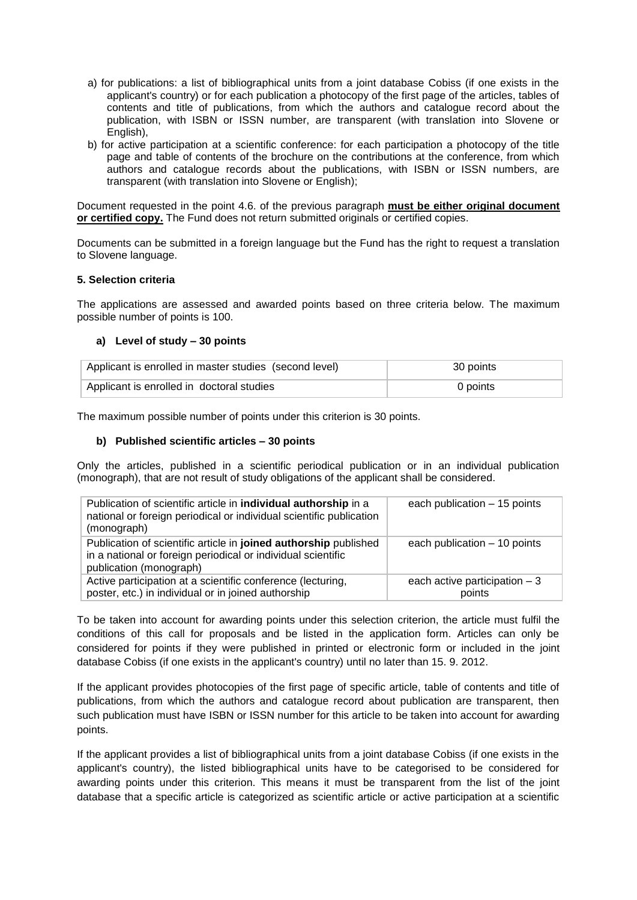a) for publications: a list of bibliographical units from a joint database Cobiss (if one exists in the applicant's country) or for each publication a photocopy of the first page of the articles, tables of contents and title of publications, from which the authors and catalogue record about the publication, with ISBN or ISSN number, are transparent (with translation into Slovene or English),
b) for active participation at a scientific conference: for each participation a photocopy of the title page and table of contents of the brochure on the contributions at the conference, from which authors and catalogue records about the publications, with ISBN or ISSN numbers, are transparent (with translation into Slovene or English);

Document requested in the point 4.6. of the previous paragraph **must be either original document or certified copy.** The Fund does not return submitted originals or certified copies.

Documents can be submitted in a foreign language but the Fund has the right to request a translation to Slovene language.

#### 5. Selection criteria

The applications are assessed and awarded points based on three criteria below. The maximum possible number of points is 100.

##### a) Level of study – 30 points

| | |
|---|---|
| Applicant is enrolled in master studies (second level) | 30 points |
| Applicant is enrolled in doctoral studies | 0 points |

The maximum possible number of points under this criterion is 30 points.

##### b) Published scientific articles – 30 points

Only the articles, published in a scientific periodical publication or in an individual publication (monograph), that are not result of study obligations of the applicant shall be considered.

| | |
|---|---|
| Publication of scientific article in **individual authorship** in a national or foreign periodical or individual scientific publication (monograph) | each publication – 15 points |
| Publication of scientific article in **joined authorship** published in a national or foreign periodical or individual scientific publication (monograph) | each publication – 10 points |
| Active participation at a scientific conference (lecturing, poster, etc.) in individual or in joined authorship | each active participation – 3 points |

To be taken into account for awarding points under this selection criterion, the article must fulfil the conditions of this call for proposals and be listed in the application form. Articles can only be considered for points if they were published in printed or electronic form or included in the joint database Cobiss (if one exists in the applicant's country) until no later than 15. 9. 2012.

If the applicant provides photocopies of the first page of specific article, table of contents and title of publications, from which the authors and catalogue record about publication are transparent, then such publication must have ISBN or ISSN number for this article to be taken into account for awarding points.

If the applicant provides a list of bibliographical units from a joint database Cobiss (if one exists in the applicant's country), the listed bibliographical units have to be categorised to be considered for awarding points under this criterion. This means it must be transparent from the list of the joint database that a specific article is categorized as scientific article or active participation at a scientific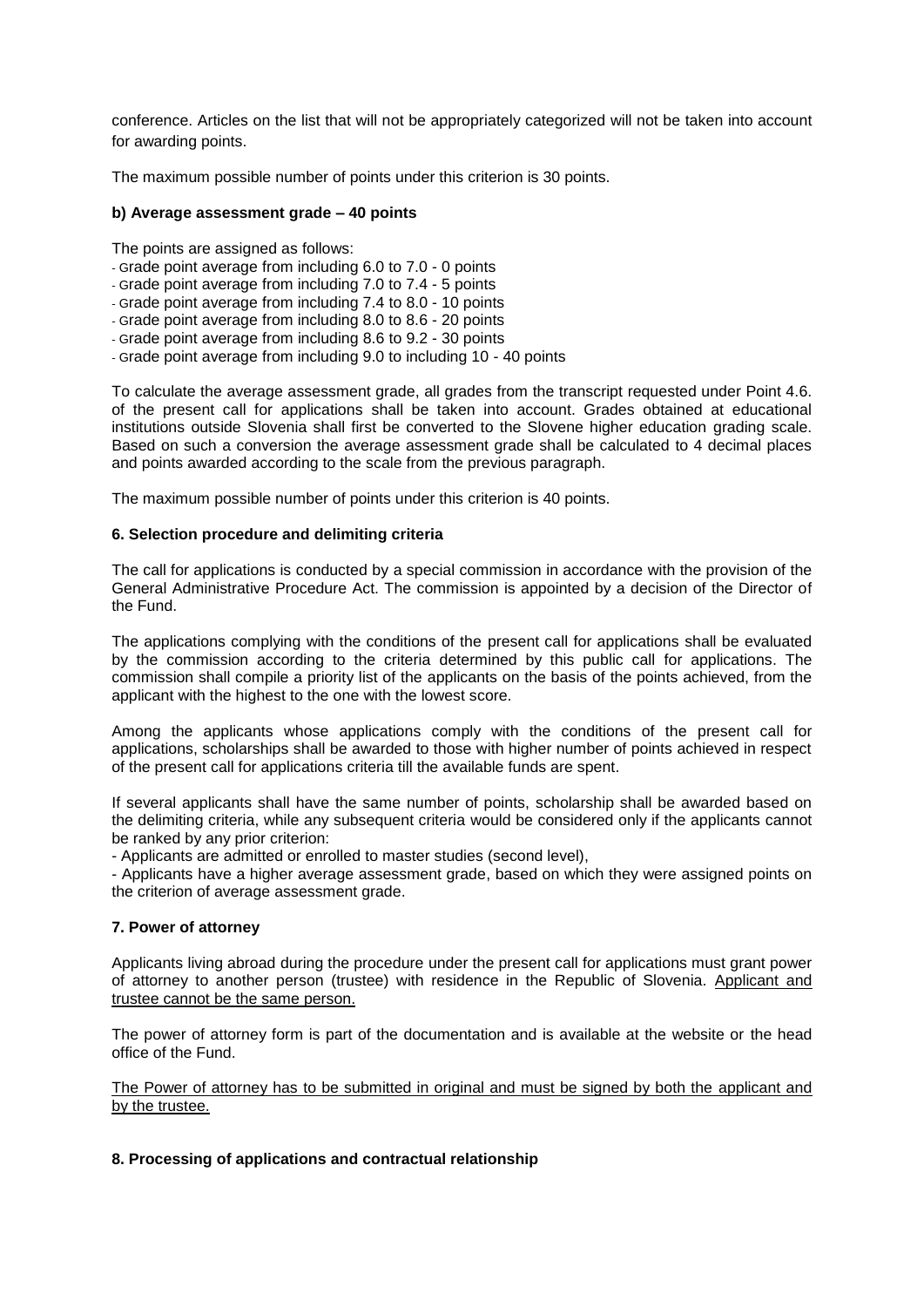conference. Articles on the list that will not be appropriately categorized will not be taken into account for awarding points.

The maximum possible number of points under this criterion is 30 points.

**b) Average assessment grade – 40 points**

The points are assigned as follows:

- Grade point average from including 6.0 to 7.0 - 0 points
- Grade point average from including 7.0 to 7.4 - 5 points
- Grade point average from including 7.4 to 8.0 - 10 points
- Grade point average from including 8.0 to 8.6 - 20 points
- Grade point average from including 8.6 to 9.2 - 30 points
- Grade point average from including 9.0 to including 10 - 40 points

To calculate the average assessment grade, all grades from the transcript requested under Point 4.6. of the present call for applications shall be taken into account. Grades obtained at educational institutions outside Slovenia shall first be converted to the Slovene higher education grading scale. Based on such a conversion the average assessment grade shall be calculated to 4 decimal places and points awarded according to the scale from the previous paragraph.

The maximum possible number of points under this criterion is 40 points.

**6. Selection procedure and delimiting criteria**

The call for applications is conducted by a special commission in accordance with the provision of the General Administrative Procedure Act. The commission is appointed by a decision of the Director of the Fund.

The applications complying with the conditions of the present call for applications shall be evaluated by the commission according to the criteria determined by this public call for applications. The commission shall compile a priority list of the applicants on the basis of the points achieved, from the applicant with the highest to the one with the lowest score.

Among the applicants whose applications comply with the conditions of the present call for applications, scholarships shall be awarded to those with higher number of points achieved in respect of the present call for applications criteria till the available funds are spent.

If several applicants shall have the same number of points, scholarship shall be awarded based on the delimiting criteria, while any subsequent criteria would be considered only if the applicants cannot be ranked by any prior criterion:

- Applicants are admitted or enrolled to master studies (second level),
- Applicants have a higher average assessment grade, based on which they were assigned points on the criterion of average assessment grade.

**7. Power of attorney**

Applicants living abroad during the procedure under the present call for applications must grant power of attorney to another person (trustee) with residence in the Republic of Slovenia. Applicant and trustee cannot be the same person.

The power of attorney form is part of the documentation and is available at the website or the head office of the Fund.

The Power of attorney has to be submitted in original and must be signed by both the applicant and by the trustee.

**8. Processing of applications and contractual relationship**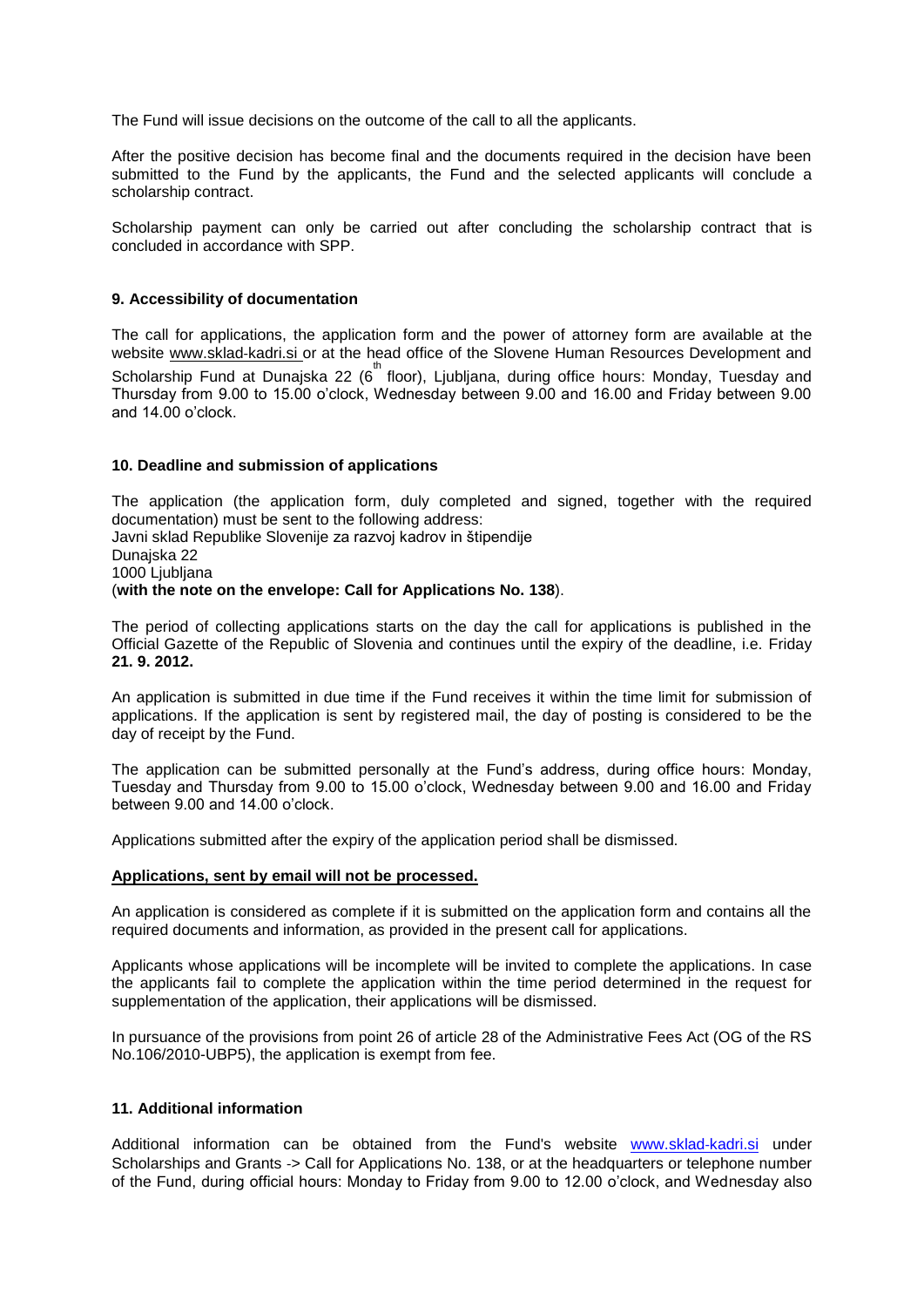The Fund will issue decisions on the outcome of the call to all the applicants.

After the positive decision has become final and the documents required in the decision have been submitted to the Fund by the applicants, the Fund and the selected applicants will conclude a scholarship contract.

Scholarship payment can only be carried out after concluding the scholarship contract that is concluded in accordance with SPP.

### 9. Accessibility of documentation

The call for applications, the application form and the power of attorney form are available at the website www.sklad-kadri.si or at the head office of the Slovene Human Resources Development and Scholarship Fund at Dunajska 22 (6th floor), Ljubljana, during office hours: Monday, Tuesday and Thursday from 9.00 to 15.00 o'clock, Wednesday between 9.00 and 16.00 and Friday between 9.00 and 14.00 o'clock.

### 10. Deadline and submission of applications

The application (the application form, duly completed and signed, together with the required documentation) must be sent to the following address:
Javni sklad Republike Slovenije za razvoj kadrov in štipendije
Dunajska 22
1000 Ljubljana
(**with the note on the envelope: Call for Applications No. 138**).

The period of collecting applications starts on the day the call for applications is published in the Official Gazette of the Republic of Slovenia and continues until the expiry of the deadline, i.e. Friday **21. 9. 2012.**

An application is submitted in due time if the Fund receives it within the time limit for submission of applications. If the application is sent by registered mail, the day of posting is considered to be the day of receipt by the Fund.

The application can be submitted personally at the Fund's address, during office hours: Monday, Tuesday and Thursday from 9.00 to 15.00 o'clock, Wednesday between 9.00 and 16.00 and Friday between 9.00 and 14.00 o'clock.

Applications submitted after the expiry of the application period shall be dismissed.

**Applications, sent by email will not be processed.**

An application is considered as complete if it is submitted on the application form and contains all the required documents and information, as provided in the present call for applications.

Applicants whose applications will be incomplete will be invited to complete the applications. In case the applicants fail to complete the application within the time period determined in the request for supplementation of the application, their applications will be dismissed.

In pursuance of the provisions from point 26 of article 28 of the Administrative Fees Act (OG of the RS No.106/2010-UBP5), the application is exempt from fee.

### 11. Additional information

Additional information can be obtained from the Fund's website www.sklad-kadri.si under Scholarships and Grants -> Call for Applications No. 138, or at the headquarters or telephone number of the Fund, during official hours: Monday to Friday from 9.00 to 12.00 o'clock, and Wednesday also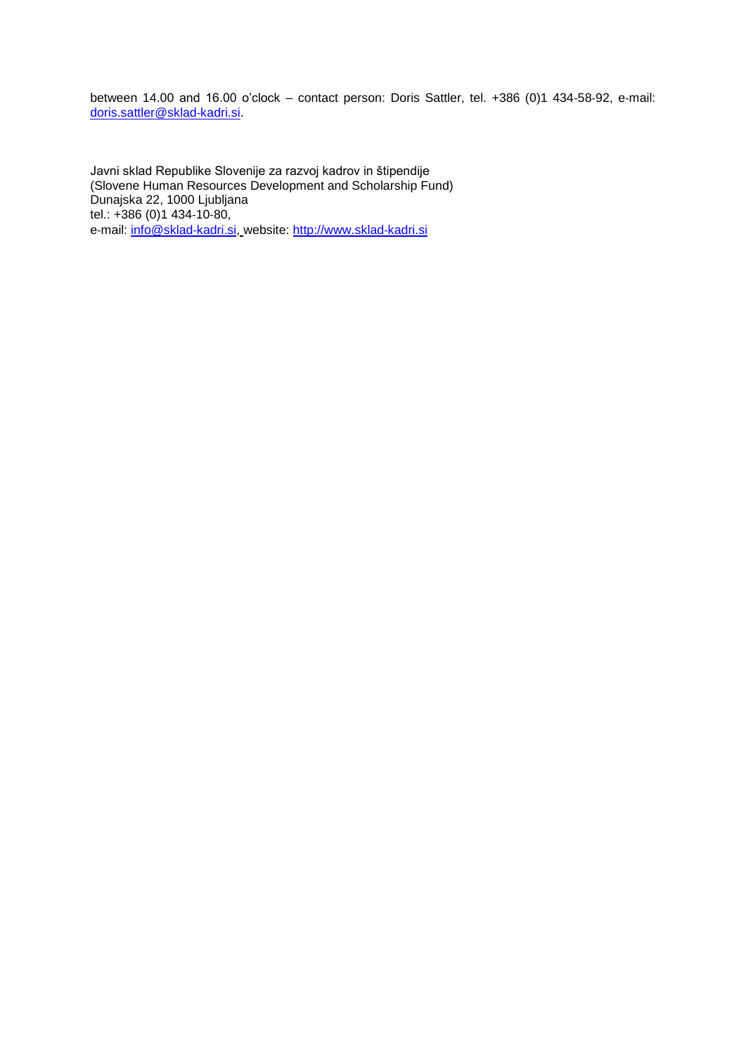between 14.00 and 16.00 o'clock – contact person: Doris Sattler, tel. +386 (0)1 434-58-92, e-mail: doris.sattler@sklad-kadri.si.

Javni sklad Republike Slovenije za razvoj kadrov in štipendije
(Slovene Human Resources Development and Scholarship Fund)
Dunajska 22, 1000 Ljubljana
tel.: +386 (0)1 434-10-80,
e-mail: info@sklad-kadri.si, website: http://www.sklad-kadri.si